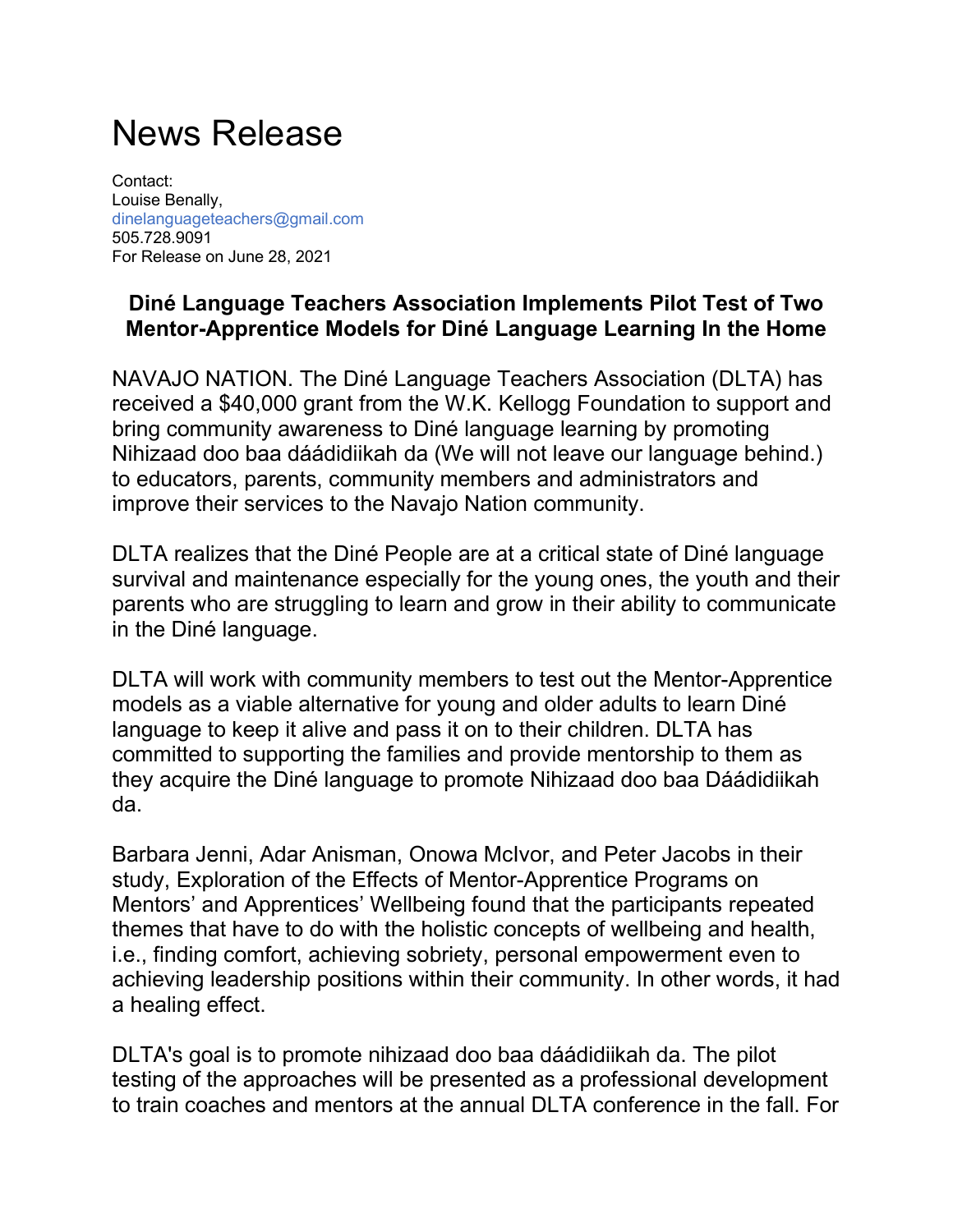# News Release

Contact:
Louise Benally,
dinelanguageteachers@gmail.com
505.728.9091
For Release on June 28, 2021

**Diné Language Teachers Association Implements Pilot Test of Two Mentor-Apprentice Models for Diné Language Learning In the Home**

NAVAJO NATION. The Diné Language Teachers Association (DLTA) has received a $40,000 grant from the W.K. Kellogg Foundation to support and bring community awareness to Diné language learning by promoting Nihizaad doo baa dáádidiikah da (We will not leave our language behind.) to educators, parents, community members and administrators and improve their services to the Navajo Nation community.

DLTA realizes that the Diné People are at a critical state of Diné language survival and maintenance especially for the young ones, the youth and their parents who are struggling to learn and grow in their ability to communicate in the Diné language.

DLTA will work with community members to test out the Mentor-Apprentice models as a viable alternative for young and older adults to learn Diné language to keep it alive and pass it on to their children. DLTA has committed to supporting the families and provide mentorship to them as they acquire the Diné language to promote Nihizaad doo baa Dáádidiikah da.

Barbara Jenni, Adar Anisman, Onowa McIvor, and Peter Jacobs in their study, Exploration of the Effects of Mentor-Apprentice Programs on Mentors' and Apprentices' Wellbeing found that the participants repeated themes that have to do with the holistic concepts of wellbeing and health, i.e., finding comfort, achieving sobriety, personal empowerment even to achieving leadership positions within their community. In other words, it had a healing effect.

DLTA's goal is to promote nihizaad doo baa dáádidiikah da. The pilot testing of the approaches will be presented as a professional development to train coaches and mentors at the annual DLTA conference in the fall. For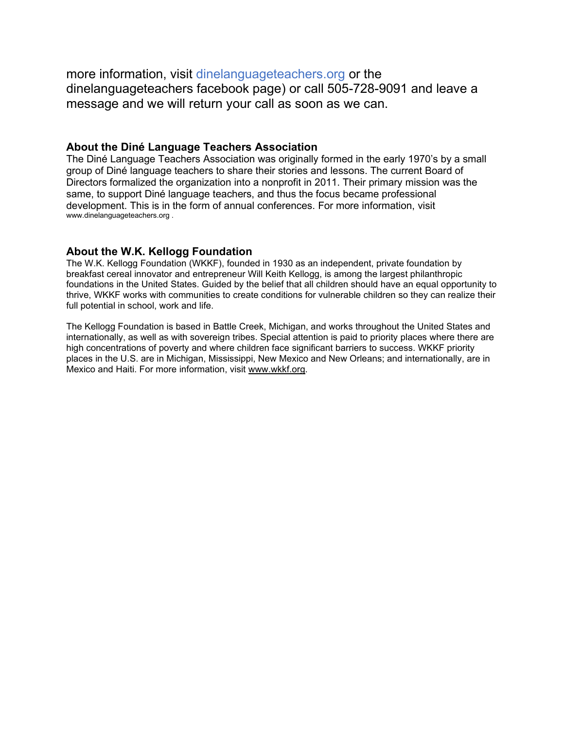more information, visit dinelanguageteachers.org or the dinelanguageteachers facebook page) or call 505-728-9091 and leave a message and we will return your call as soon as we can.

### About the Diné Language Teachers Association

The Diné Language Teachers Association was originally formed in the early 1970's by a small group of Diné language teachers to share their stories and lessons. The current Board of Directors formalized the organization into a nonprofit in 2011. Their primary mission was the same, to support Diné language teachers, and thus the focus became professional development. This is in the form of annual conferences. For more information, visit www.dinelanguageteachers.org .

### About the W.K. Kellogg Foundation

The W.K. Kellogg Foundation (WKKF), founded in 1930 as an independent, private foundation by breakfast cereal innovator and entrepreneur Will Keith Kellogg, is among the largest philanthropic foundations in the United States. Guided by the belief that all children should have an equal opportunity to thrive, WKKF works with communities to create conditions for vulnerable children so they can realize their full potential in school, work and life.

The Kellogg Foundation is based in Battle Creek, Michigan, and works throughout the United States and internationally, as well as with sovereign tribes. Special attention is paid to priority places where there are high concentrations of poverty and where children face significant barriers to success. WKKF priority places in the U.S. are in Michigan, Mississippi, New Mexico and New Orleans; and internationally, are in Mexico and Haiti. For more information, visit www.wkkf.org.